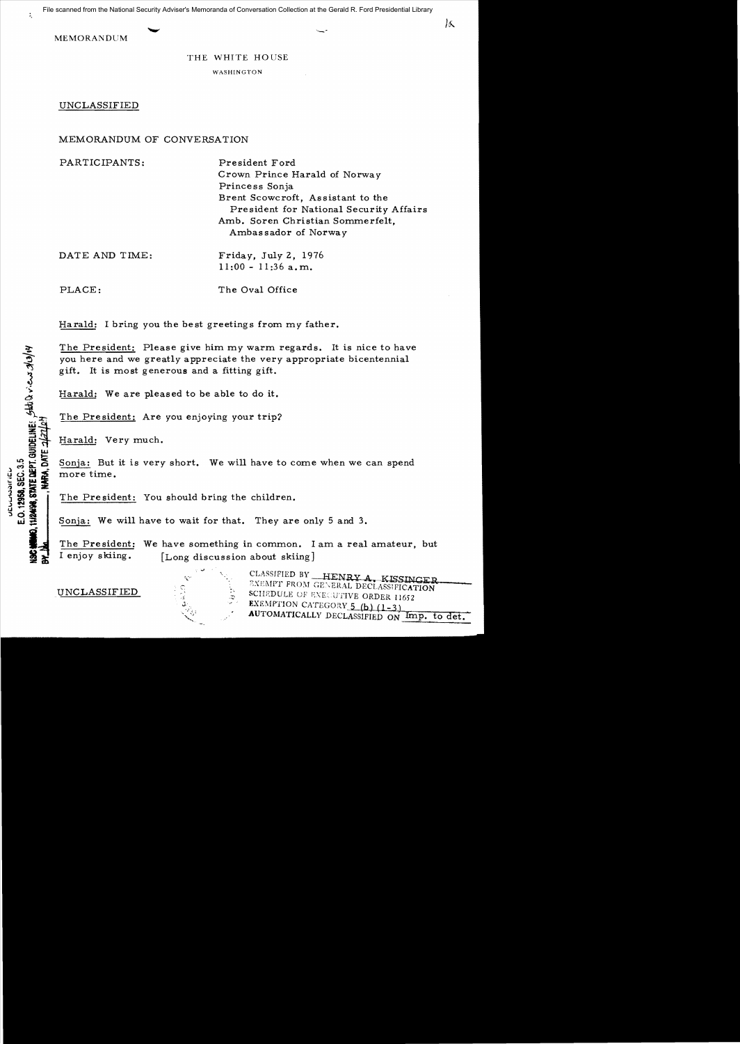File scanned from the National Security Adviser's Memoranda of Conversation Collection at the Gerald R. Ford Presidential Library

MEMORANDUM

THE WHITE HOUSE

WASHINGTON

UNCLASSIFIED

MEMORANDUM OF CONVERSATION

PARTICIPANTS: President Ford
Crown Prince Harald of Norway
Princess Sonja
Brent Scowcroft, Assistant to the President for National Security Affairs
Amb. Soren Christian Sommerfelt, Ambassador of Norway

DATE AND TIME: Friday, July 2, 1976
11:00 - 11:36 a.m.

PLACE: The Oval Office

DECLASSIFIED
E.O. 12958, SEC. 3.5
NSC MEMO, 11/24/98, STATE DEPT. GUIDELINES, State review 3/3/04
BY ____, NARA, DATE 2/27/04

Harald: I bring you the best greetings from my father.

The President: Please give him my warm regards. It is nice to have you here and we greatly appreciate the very appropriate bicentennial gift. It is most generous and a fitting gift.

Harald: We are pleased to be able to do it.

The President: Are you enjoying your trip?

Harald: Very much.

Sonja: But it is very short. We will have to come when we can spend more time.

The President: You should bring the children.

Sonja: We will have to wait for that. They are only 5 and 3.

The President: We have something in common. I am a real amateur, but I enjoy skiing. [Long discussion about skiing]

UNCLASSIFIED

CLASSIFIED BY HENRY A. KISSINGER
EXEMPT FROM GENERAL DECLASSIFICATION
SCHEDULE OF EXECUTIVE ORDER 11652
EXEMPTION CATEGORY 5 (b) (1-3)
AUTOMATICALLY DECLASSIFIED ON Imp. to det.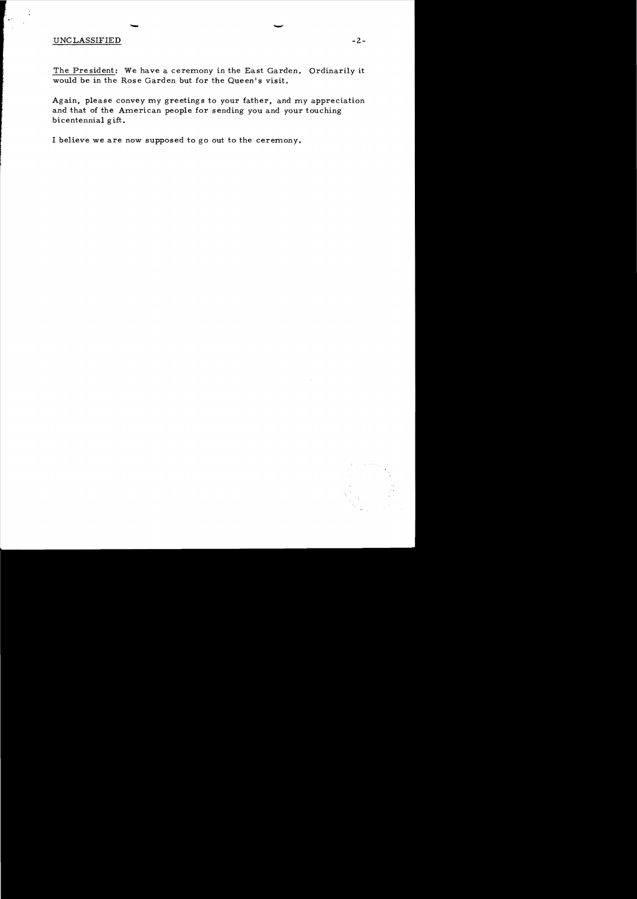UNCLASSIFIED

The President: We have a ceremony in the East Garden. Ordinarily it would be in the Rose Garden but for the Queen's visit.

Again, please convey my greetings to your father, and my appreciation and that of the American people for sending you and your touching bicentennial gift.

I believe we are now supposed to go out to the ceremony.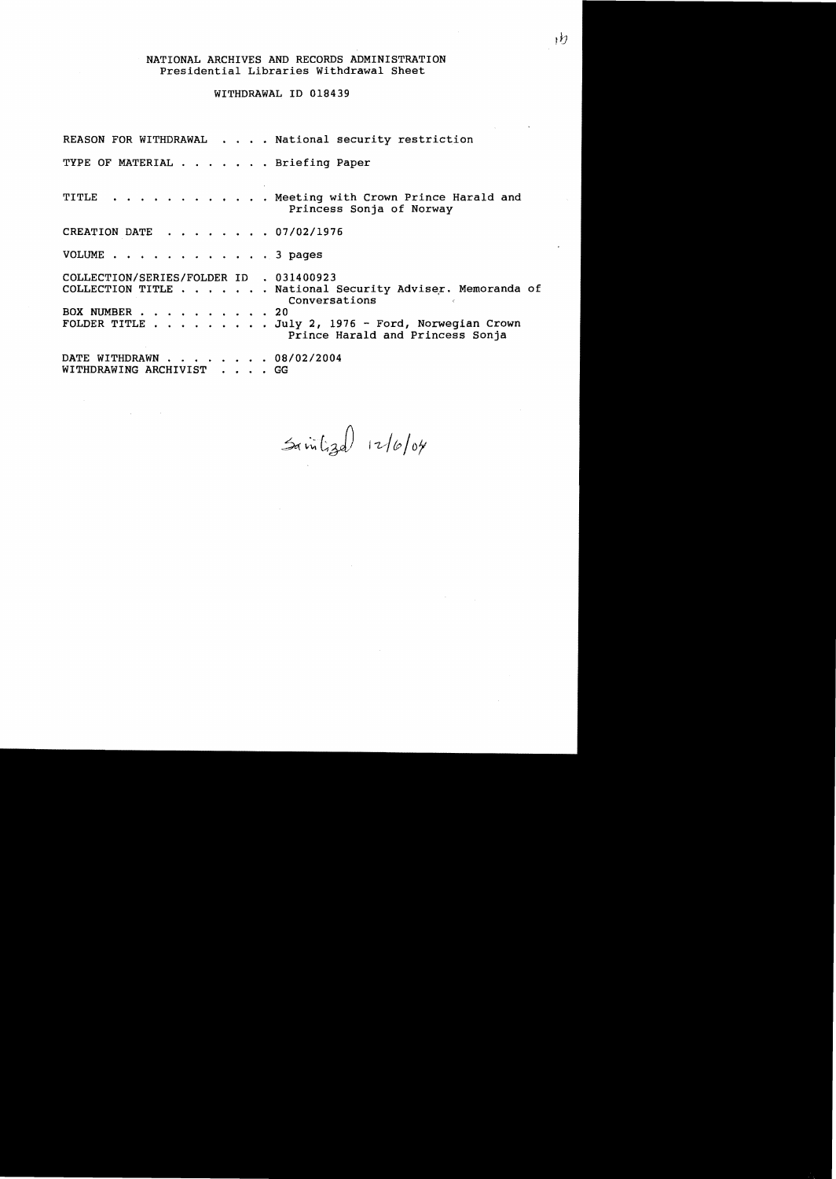NATIONAL ARCHIVES AND RECORDS ADMINISTRATION
Presidential Libraries Withdrawal Sheet

WITHDRAWAL ID 018439

REASON FOR WITHDRAWAL . . . . National security restriction

TYPE OF MATERIAL . . . . . . . Briefing Paper

TITLE . . . . . . . . . . . . Meeting with Crown Prince Harald and Princess Sonja of Norway

CREATION DATE . . . . . . . . 07/02/1976

VOLUME . . . . . . . . . . . . 3 pages

COLLECTION/SERIES/FOLDER ID . 031400923
COLLECTION TITLE . . . . . . . National Security Adviser. Memoranda of Conversations
BOX NUMBER . . . . . . . . . . 20
FOLDER TITLE . . . . . . . . . July 2, 1976 - Ford, Norwegian Crown Prince Harald and Princess Sonja

DATE WITHDRAWN . . . . . . . . 08/02/2004
WITHDRAWING ARCHIVIST . . . . GG

Sanitized 12/6/04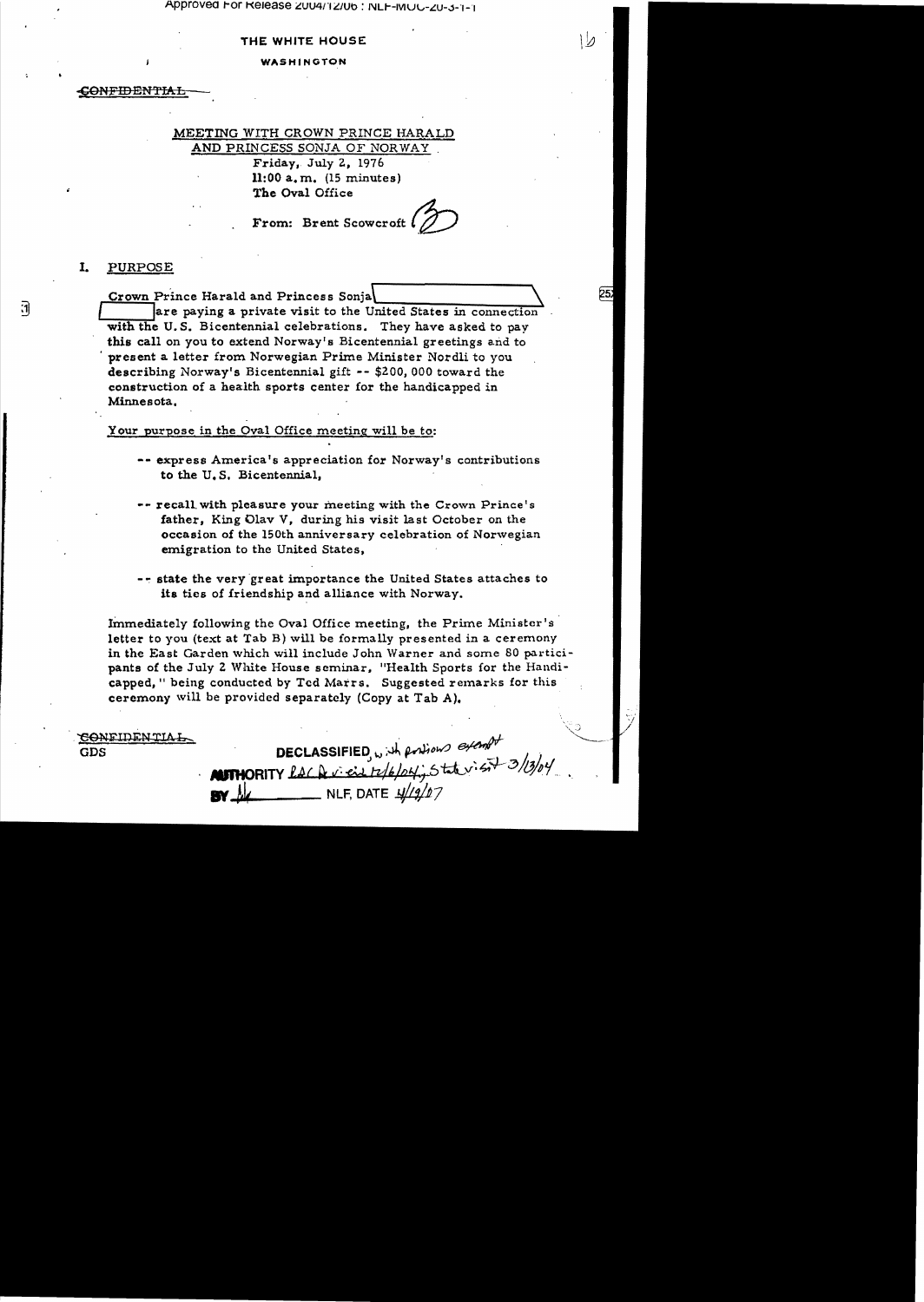Approved For Release 2004/12/06 : NLF-MOC-20-3-1-1

THE WHITE HOUSE

WASHINGTON

~~CONFIDENTIAL~~

MEETING WITH CROWN PRINCE HARALD AND PRINCESS SONJA OF NORWAY

Friday, July 2, 1976
11:00 a.m. (15 minutes)
The Oval Office

From: Brent Scowcroft

## I. PURPOSE

Crown Prince Harald and Princess Sonja [redacted] are paying a private visit to the United States in connection with the U.S. Bicentennial celebrations. They have asked to pay this call on you to extend Norway's Bicentennial greetings and to present a letter from Norwegian Prime Minister Nordli to you describing Norway's Bicentennial gift -- $200,000 toward the construction of a health sports center for the handicapped in Minnesota.

Your purpose in the Oval Office meeting will be to:

-- express America's appreciation for Norway's contributions to the U.S. Bicentennial,

-- recall with pleasure your meeting with the Crown Prince's father, King Olav V, during his visit last October on the occasion of the 150th anniversary celebration of Norwegian emigration to the United States,

-- state the very great importance the United States attaches to its ties of friendship and alliance with Norway.

Immediately following the Oval Office meeting, the Prime Minister's letter to you (text at Tab B) will be formally presented in a ceremony in the East Garden which will include John Warner and some 80 participants of the July 2 White House seminar, "Health Sports for the Handicapped," being conducted by Ted Marrs. Suggested remarks for this ceremony will be provided separately (Copy at Tab A).

~~CONFIDENTIAL~~
GDS

DECLASSIFIED, with portions exempt
AUTHORITY DAC Review 12/6/04; State review 3/13/04
BY [initials] NLF, DATE 4/19/07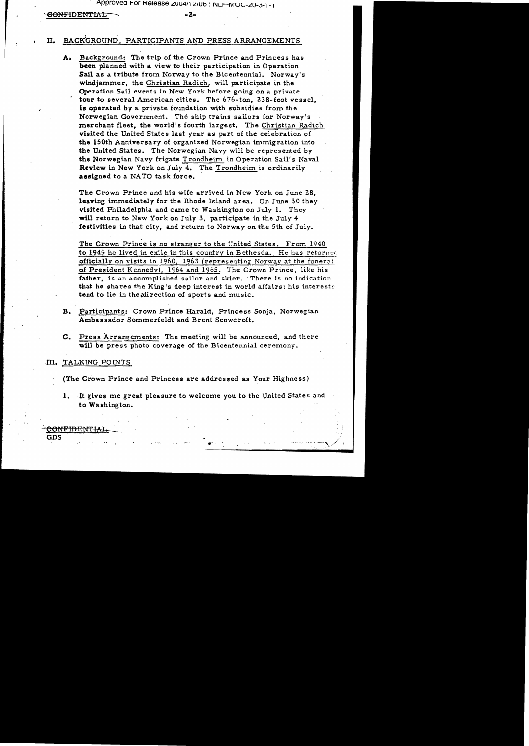CONFIDENTIAL

## II. BACKGROUND, PARTICIPANTS AND PRESS ARRANGEMENTS

A. Background: The trip of the Crown Prince and Princess has been planned with a view to their participation in Operation Sail as a tribute from Norway to the Bicentennial. Norway's windjammer, the Christian Radich, will participate in the Operation Sail events in New York before going on a private tour to several American cities. The 676-ton, 238-foot vessel, is operated by a private foundation with subsidies from the Norwegian Government. The ship trains sailors for Norway's merchant fleet, the world's fourth largest. The Christian Radich visited the United States last year as part of the celebration of the 150th Anniversary of organized Norwegian immigration into the United States. The Norwegian Navy will be represented by the Norwegian Navy frigate Trondheim in Operation Sail's Naval Review in New York on July 4. The Trondheim is ordinarily assigned to a NATO task force.

The Crown Prince and his wife arrived in New York on June 28, leaving immediately for the Rhode Island area. On June 30 they visited Philadelphia and came to Washington on July 1. They will return to New York on July 3, participate in the July 4 festivities in that city, and return to Norway on the 5th of July.

The Crown Prince is no stranger to the United States. From 1940 to 1945 he lived in exile in this country in Bethesda. He has returned officially on visits in 1960, 1963 (representing Norway at the funeral of President Kennedy), 1964 and 1965. The Crown Prince, like his father, is an accomplished sailor and skier. There is no indication that he shares the King's deep interest in world affairs; his interests tend to lie in the direction of sports and music.

B. Participants: Crown Prince Harald, Princess Sonja, Norwegian Ambassador Sommerfeldt and Brent Scowcroft.

C. Press Arrangements: The meeting will be announced, and there will be press photo coverage of the Bicentennial ceremony.

## III. TALKING POINTS

(The Crown Prince and Princess are addressed as Your Highness)

1. It gives me great pleasure to welcome you to the United States and to Washington.

CONFIDENTIAL
GDS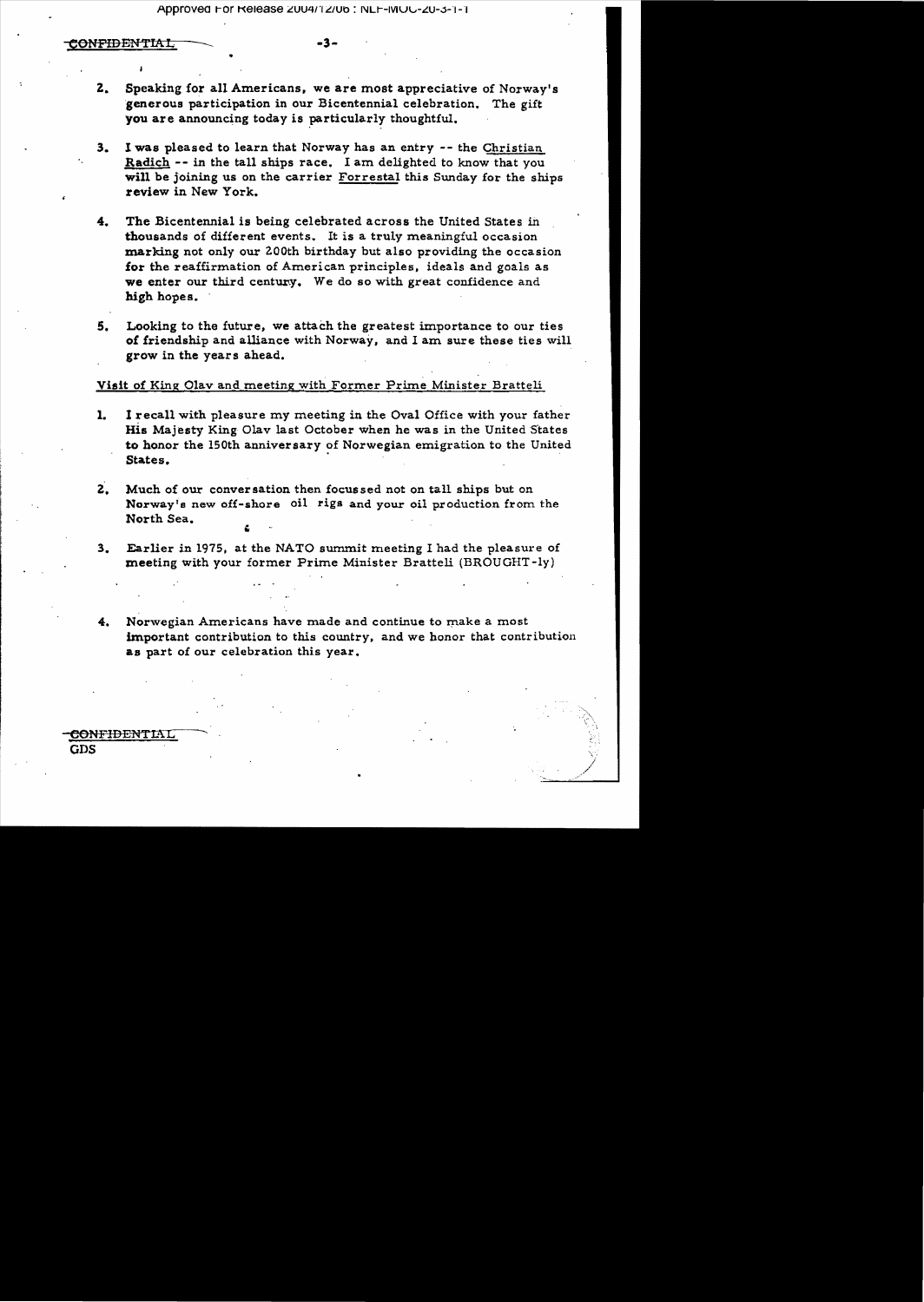CONFIDENTIAL

2. Speaking for all Americans, we are most appreciative of Norway's generous participation in our Bicentennial celebration. The gift you are announcing today is particularly thoughtful.

3. I was pleased to learn that Norway has an entry -- the Christian Radich -- in the tall ships race. I am delighted to know that you will be joining us on the carrier Forrestal this Sunday for the ships review in New York.

4. The Bicentennial is being celebrated across the United States in thousands of different events. It is a truly meaningful occasion marking not only our 200th birthday but also providing the occasion for the reaffirmation of American principles, ideals and goals as we enter our third century. We do so with great confidence and high hopes.

5. Looking to the future, we attach the greatest importance to our ties of friendship and alliance with Norway, and I am sure these ties will grow in the years ahead.

Visit of King Olav and meeting with Former Prime Minister Bratteli

1. I recall with pleasure my meeting in the Oval Office with your father His Majesty King Olav last October when he was in the United States to honor the 150th anniversary of Norwegian emigration to the United States.

2. Much of our conversation then focussed not on tall ships but on Norway's new off-shore oil rigs and your oil production from the North Sea.

3. Earlier in 1975, at the NATO summit meeting I had the pleasure of meeting with your former Prime Minister Bratteli (BROUGHT-ly)

4. Norwegian Americans have made and continue to make a most important contribution to this country, and we honor that contribution as part of our celebration this year.

CONFIDENTIAL
GDS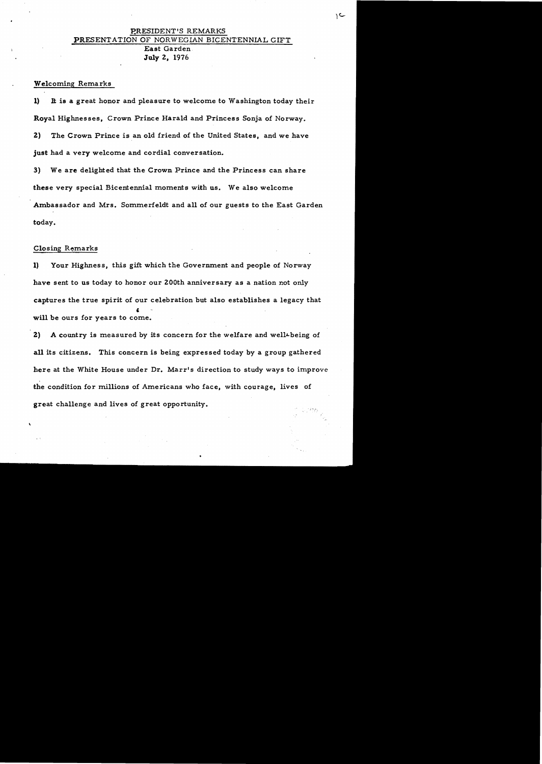# PRESIDENT'S REMARKS
## PRESENTATION OF NORWEGIAN BICENTENNIAL GIFT
East Garden
July 2, 1976

### Welcoming Remarks

1) It is a great honor and pleasure to welcome to Washington today their Royal Highnesses, Crown Prince Harald and Princess Sonja of Norway.

2) The Crown Prince is an old friend of the United States, and we have just had a very welcome and cordial conversation.

3) We are delighted that the Crown Prince and the Princess can share these very special Bicentennial moments with us. We also welcome Ambassador and Mrs. Sommerfeldt and all of our guests to the East Garden today.

### Closing Remarks

1) Your Highness, this gift which the Government and people of Norway have sent to us today to honor our 200th anniversary as a nation not only captures the true spirit of our celebration but also establishes a legacy that will be ours for years to come.

2) A country is measured by its concern for the welfare and well-being of all its citizens. This concern is being expressed today by a group gathered here at the White House under Dr. Marr's direction to study ways to improve the condition for millions of Americans who face, with courage, lives of great challenge and lives of great opportunity.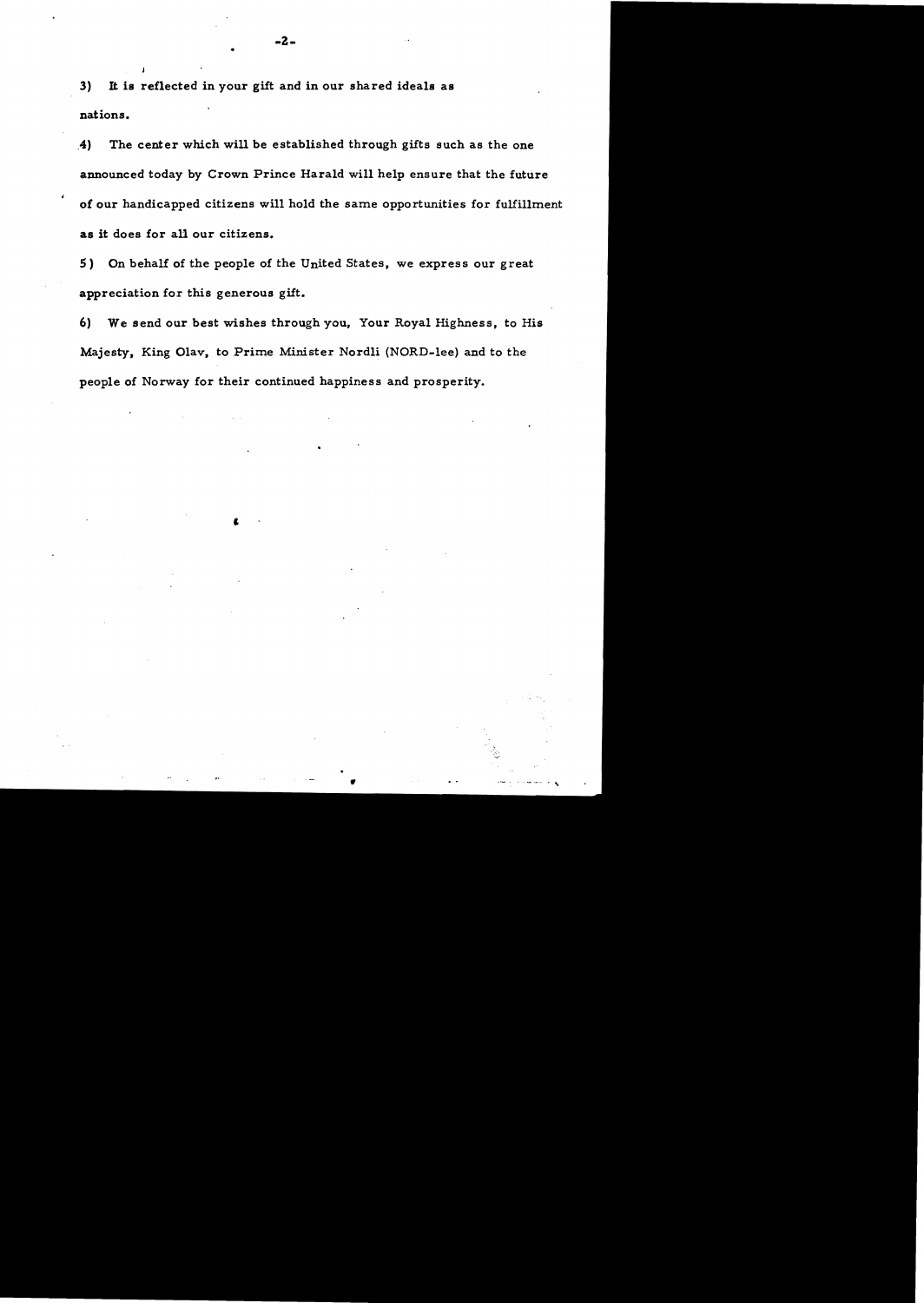3) It is reflected in your gift and in our shared ideals as nations.

4) The center which will be established through gifts such as the one announced today by Crown Prince Harald will help ensure that the future of our handicapped citizens will hold the same opportunities for fulfillment as it does for all our citizens.

5) On behalf of the people of the United States, we express our great appreciation for this generous gift.

6) We send our best wishes through you, Your Royal Highness, to His Majesty, King Olav, to Prime Minister Nordli (NORD-lee) and to the people of Norway for their continued happiness and prosperity.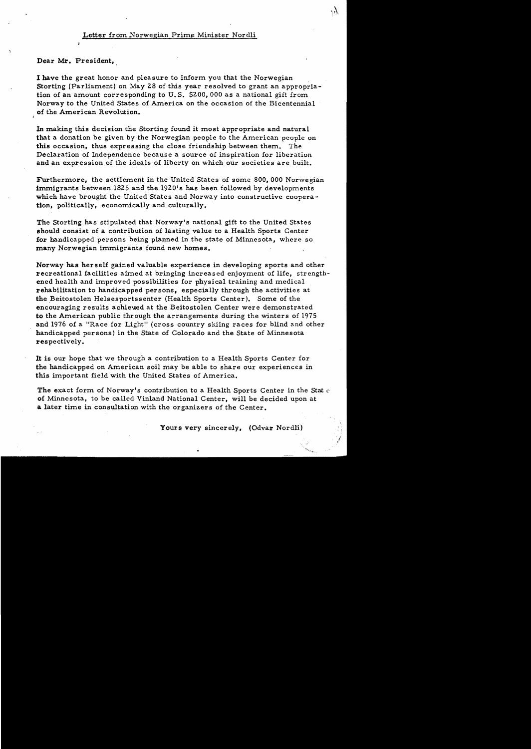# Letter from Norwegian Prime Minister Nordli

Dear Mr. President,

I have the great honor and pleasure to inform you that the Norwegian Storting (Parliament) on May 28 of this year resolved to grant an appropriation of an amount corresponding to U.S. $200,000 as a national gift from Norway to the United States of America on the occasion of the Bicentennial of the American Revolution.

In making this decision the Storting found it most appropriate and natural that a donation be given by the Norwegian people to the American people on this occasion, thus expressing the close friendship between them. The Declaration of Independence because a source of inspiration for liberation and an expression of the ideals of liberty on which our societies are built.

Furthermore, the settlement in the United States of some 800,000 Norwegian immigrants between 1825 and the 1920's has been followed by developments which have brought the United States and Norway into constructive cooperation, politically, economically and culturally.

The Storting has stipulated that Norway's national gift to the United States should consist of a contribution of lasting value to a Health Sports Center for handicapped persons being planned in the state of Minnesota, where so many Norwegian immigrants found new homes.

Norway has herself gained valuable experience in developing sports and other recreational facilities aimed at bringing increased enjoyment of life, strengthened health and improved possibilities for physical training and medical rehabilitation to handicapped persons, especially through the activities at the Beitostolen Helsesportssenter (Health Sports Center). Some of the encouraging results achieved at the Beitostolen Center were demonstrated to the American public through the arrangements during the winters of 1975 and 1976 of a "Race for Light" (cross country skiing races for blind and other handicapped persons) in the State of Colorado and the State of Minnesota respectively.

It is our hope that we through a contribution to a Health Sports Center for the handicapped on American soil may be able to share our experiences in this important field with the United States of America.

The exact form of Norway's contribution to a Health Sports Center in the State of Minnesota, to be called Vinland National Center, will be decided upon at a later time in consultation with the organizers of the Center.

Yours very sincerely, (Odvar Nordli)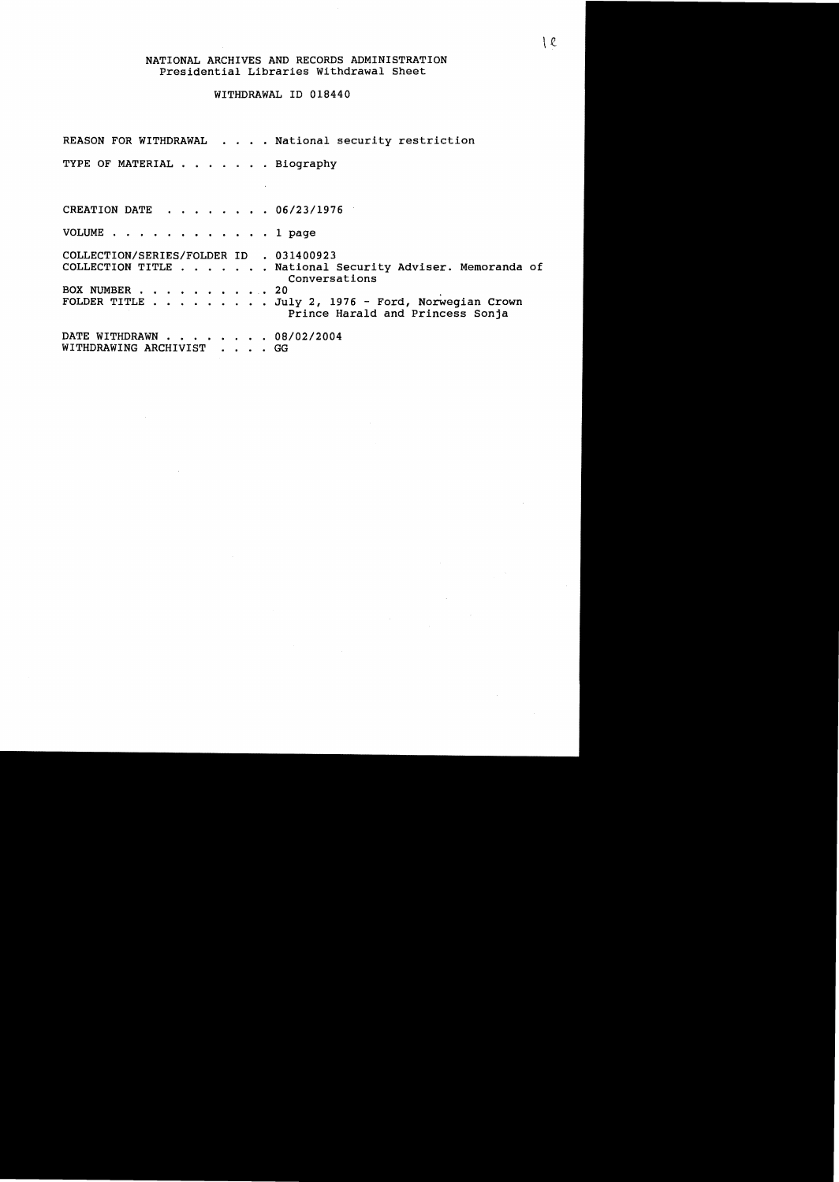NATIONAL ARCHIVES AND RECORDS ADMINISTRATION
Presidential Libraries Withdrawal Sheet

WITHDRAWAL ID 018440

REASON FOR WITHDRAWAL . . . . National security restriction

TYPE OF MATERIAL . . . . . . . Biography

CREATION DATE . . . . . . . . 06/23/1976

VOLUME . . . . . . . . . . . . 1 page

COLLECTION/SERIES/FOLDER ID . 031400923
COLLECTION TITLE . . . . . . . National Security Adviser. Memoranda of Conversations
BOX NUMBER . . . . . . . . . . 20
FOLDER TITLE . . . . . . . . . July 2, 1976 - Ford, Norwegian Crown Prince Harald and Princess Sonja

DATE WITHDRAWN . . . . . . . . 08/02/2004
WITHDRAWING ARCHIVIST . . . . GG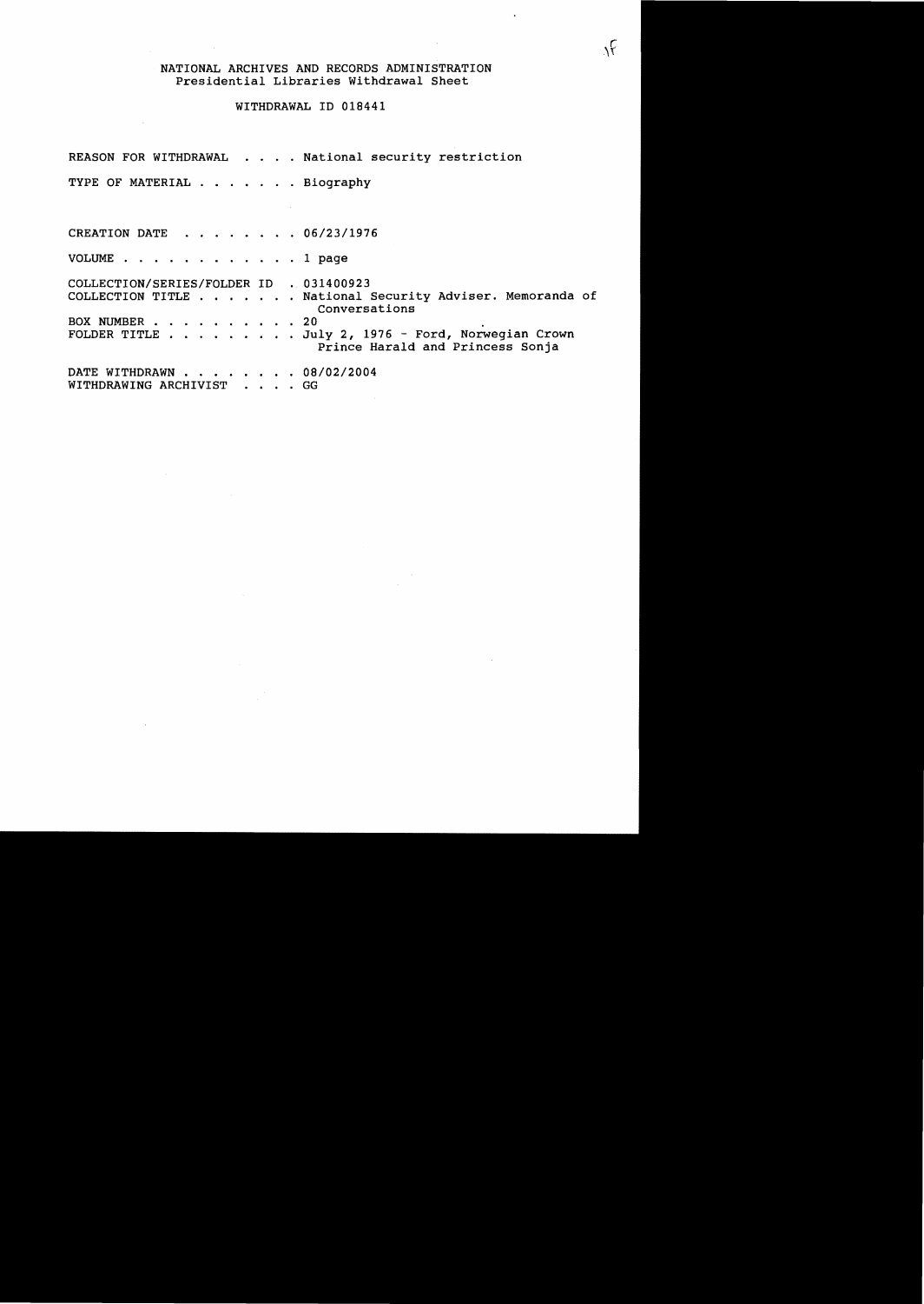NATIONAL ARCHIVES AND RECORDS ADMINISTRATION
Presidential Libraries Withdrawal Sheet

WITHDRAWAL ID 018441

REASON FOR WITHDRAWAL . . . . National security restriction

TYPE OF MATERIAL . . . . . . . Biography

CREATION DATE . . . . . . . . 06/23/1976

VOLUME . . . . . . . . . . . . 1 page

COLLECTION/SERIES/FOLDER ID . 031400923
COLLECTION TITLE . . . . . . . National Security Adviser. Memoranda of Conversations
BOX NUMBER . . . . . . . . . . 20
FOLDER TITLE . . . . . . . . . July 2, 1976 - Ford, Norwegian Crown Prince Harald and Princess Sonja

DATE WITHDRAWN . . . . . . . . 08/02/2004
WITHDRAWING ARCHIVIST . . . . GG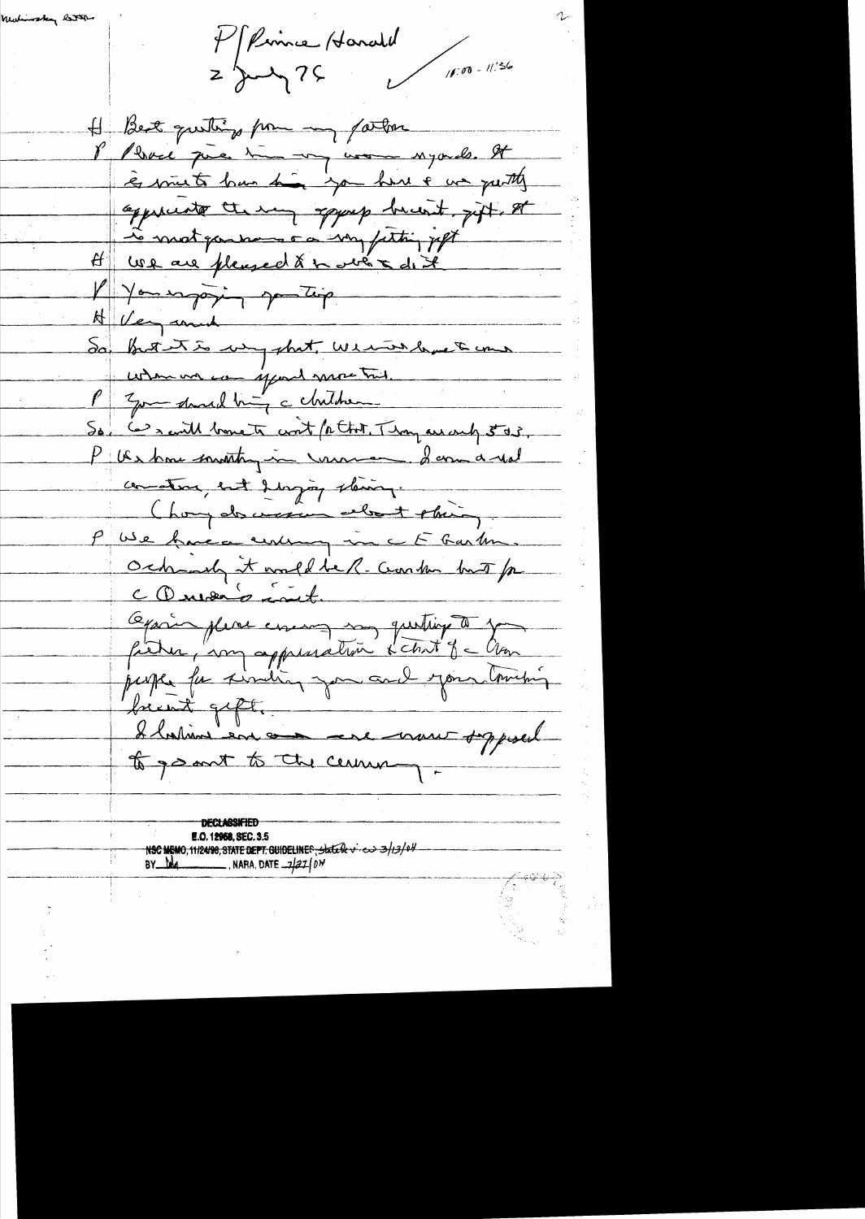Mulinosky [illegible]

P/Prince Harald
2 July 76

11:00 - 11:36

H Best greetings from my father

P Please give him my warm regards. It is nice to have him you here & we greatly appreciate the very appropriate bracent gift. It is most gracious & a very fitting gift

H We are pleased to be able to do it

P You enjoying your trip

H Very much

So. But it is very short. We will have to come when we can spend more time.

P You should bring c children

So. Cos will have to wait for that. They are only 5 & 3.

P We have something in common. I am a real amateur, not [illegible] sailing.

(Long discussion about sailing)

P We have an evening in c E Garden. Ordinarily it would be R. Garden but for c Queen's visit.

Again please convey my greetings to your father, my appreciation & that of c Amer people for sending you and your touching bracent gift.

I believe you are now supposed to go out to the ceremony.

DECLASSIFIED
E.O. 12958, SEC. 3.5
NSC MEMO, 11/24/98, STATE DEPT. GUIDELINES, State Review 3/13/04
BY [illegible], NARA, DATE 7/27/04